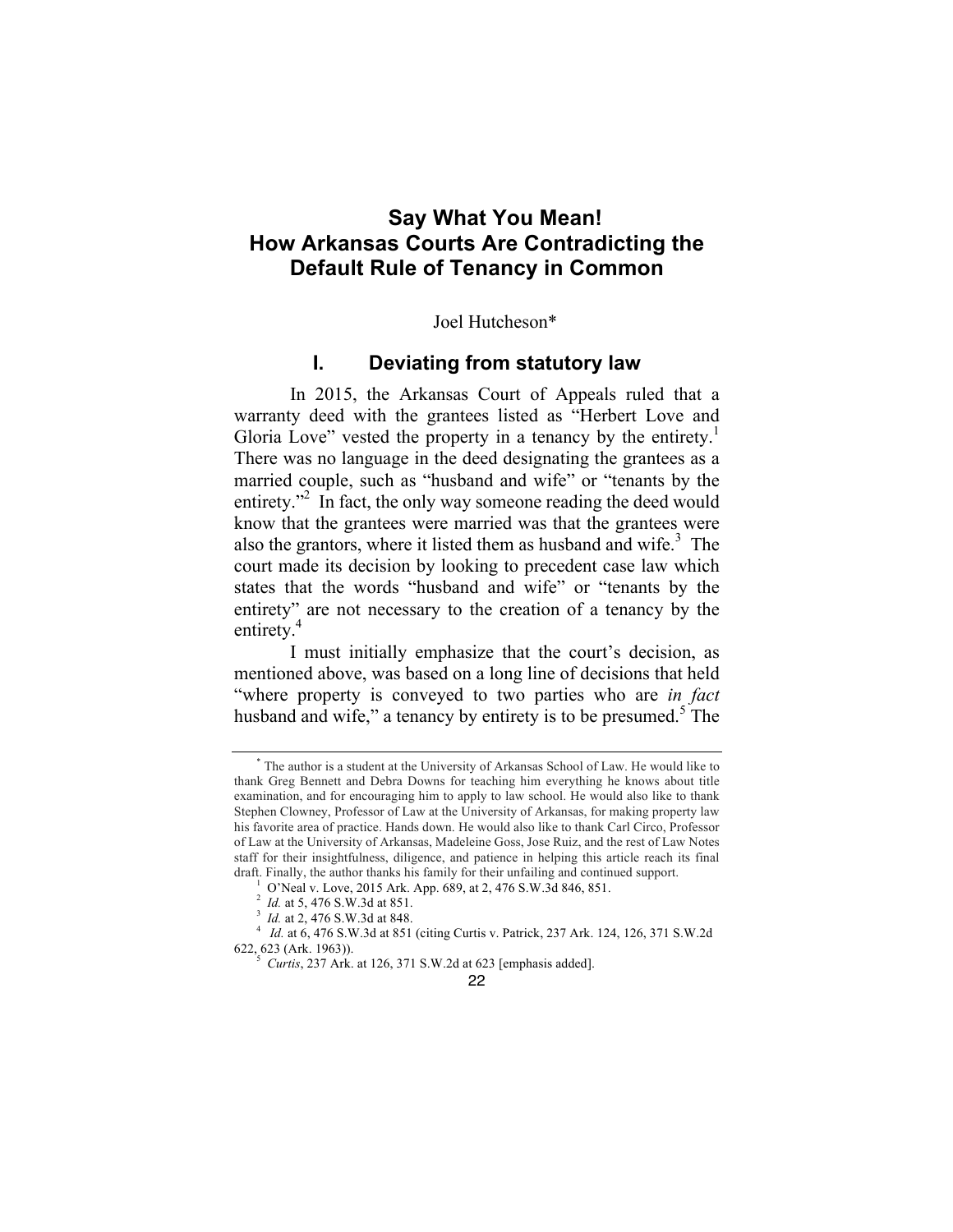# Say What You Mean!
# How Arkansas Courts Are Contradicting the Default Rule of Tenancy in Common

Joel Hutcheson*

## I. Deviating from statutory law

In 2015, the Arkansas Court of Appeals ruled that a warranty deed with the grantees listed as "Herbert Love and Gloria Love" vested the property in a tenancy by the entirety.[1] There was no language in the deed designating the grantees as a married couple, such as "husband and wife" or "tenants by the entirety."[2] In fact, the only way someone reading the deed would know that the grantees were married was that the grantees were also the grantors, where it listed them as husband and wife.[3] The court made its decision by looking to precedent case law which states that the words "husband and wife" or "tenants by the entirety" are not necessary to the creation of a tenancy by the entirety.[4]

I must initially emphasize that the court's decision, as mentioned above, was based on a long line of decisions that held "where property is conveyed to two parties who are *in fact* husband and wife," a tenancy by entirety is to be presumed.[5] The

---

\* The author is a student at the University of Arkansas School of Law. He would like to thank Greg Bennett and Debra Downs for teaching him everything he knows about title examination, and for encouraging him to apply to law school. He would also like to thank Stephen Clowney, Professor of Law at the University of Arkansas, for making property law his favorite area of practice. Hands down. He would also like to thank Carl Circo, Professor of Law at the University of Arkansas, Madeleine Goss, Jose Ruiz, and the rest of Law Notes staff for their insightfulness, diligence, and patience in helping this article reach its final draft. Finally, the author thanks his family for their unfailing and continued support.

[1] O'Neal v. Love, 2015 Ark. App. 689, at 2, 476 S.W.3d 846, 851.

[2] *Id.* at 5, 476 S.W.3d at 851.

[3] *Id.* at 2, 476 S.W.3d at 848.

[4] *Id.* at 6, 476 S.W.3d at 851 (citing Curtis v. Patrick, 237 Ark. 124, 126, 371 S.W.2d 622, 623 (Ark. 1963)).

[5] *Curtis*, 237 Ark. at 126, 371 S.W.2d at 623 [emphasis added].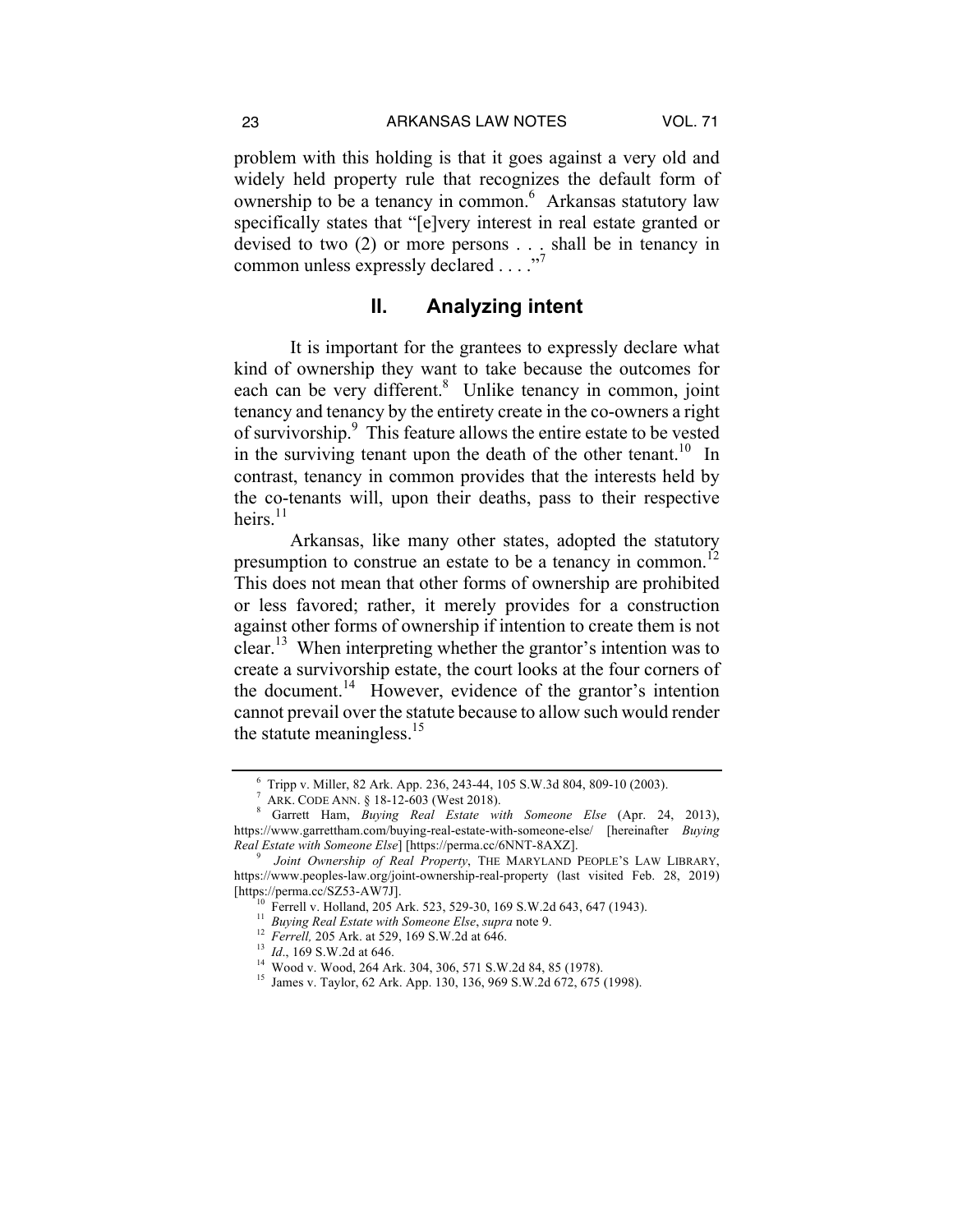problem with this holding is that it goes against a very old and widely held property rule that recognizes the default form of ownership to be a tenancy in common.[6] Arkansas statutory law specifically states that "[e]very interest in real estate granted or devised to two (2) or more persons . . . shall be in tenancy in common unless expressly declared . . . ."[7]

## II. Analyzing intent

It is important for the grantees to expressly declare what kind of ownership they want to take because the outcomes for each can be very different.[8] Unlike tenancy in common, joint tenancy and tenancy by the entirety create in the co-owners a right of survivorship.[9] This feature allows the entire estate to be vested in the surviving tenant upon the death of the other tenant.[10] In contrast, tenancy in common provides that the interests held by the co-tenants will, upon their deaths, pass to their respective heirs.[11]

Arkansas, like many other states, adopted the statutory presumption to construe an estate to be a tenancy in common.[12] This does not mean that other forms of ownership are prohibited or less favored; rather, it merely provides for a construction against other forms of ownership if intention to create them is not clear.[13] When interpreting whether the grantor's intention was to create a survivorship estate, the court looks at the four corners of the document.[14] However, evidence of the grantor's intention cannot prevail over the statute because to allow such would render the statute meaningless.[15]

---

[6] Tripp v. Miller, 82 Ark. App. 236, 243-44, 105 S.W.3d 804, 809-10 (2003).

[7] ARK. CODE ANN. § 18-12-603 (West 2018).

[8] Garrett Ham, *Buying Real Estate with Someone Else* (Apr. 24, 2013), https://www.garrettham.com/buying-real-estate-with-someone-else/ [hereinafter *Buying Real Estate with Someone Else*] [https://perma.cc/6NNT-8AXZ].

[9] *Joint Ownership of Real Property*, THE MARYLAND PEOPLE'S LAW LIBRARY, https://www.peoples-law.org/joint-ownership-real-property (last visited Feb. 28, 2019) [https://perma.cc/SZ53-AW7J].

[10] Ferrell v. Holland, 205 Ark. 523, 529-30, 169 S.W.2d 643, 647 (1943).

[11] *Buying Real Estate with Someone Else*, *supra* note 9.

[12] *Ferrell,* 205 Ark. at 529, 169 S.W.2d at 646.

[13] *Id*., 169 S.W.2d at 646.

[14] Wood v. Wood, 264 Ark. 304, 306, 571 S.W.2d 84, 85 (1978).

[15] James v. Taylor, 62 Ark. App. 130, 136, 969 S.W.2d 672, 675 (1998).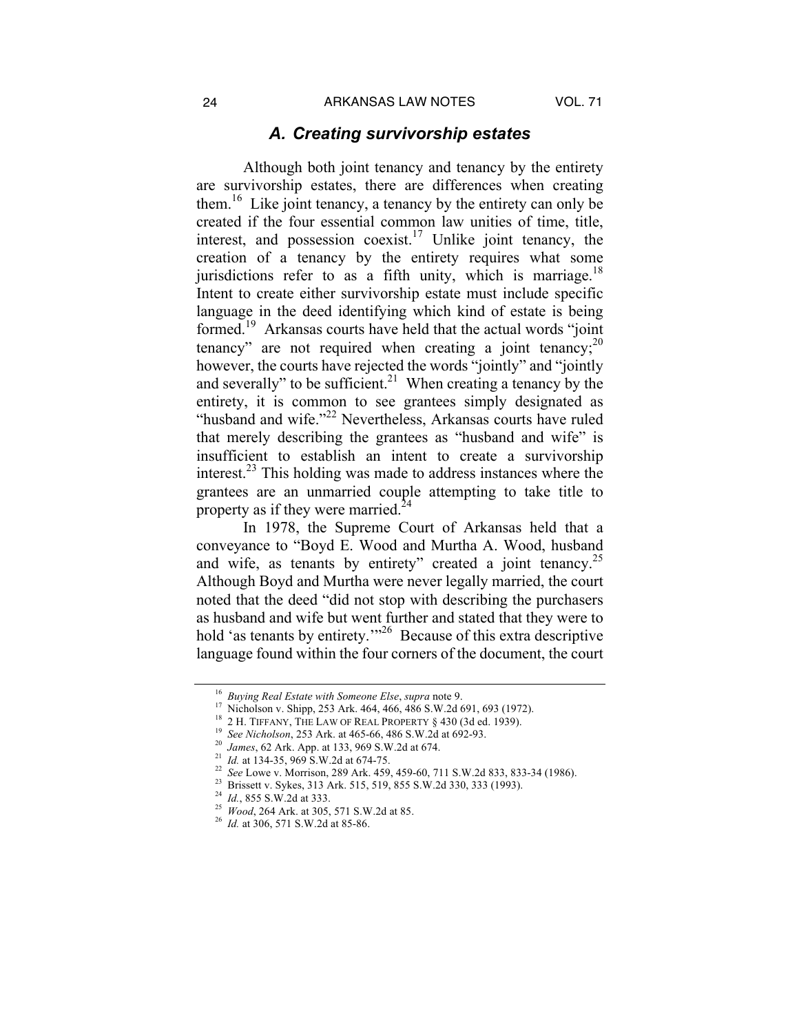### *A. Creating survivorship estates*

Although both joint tenancy and tenancy by the entirety are survivorship estates, there are differences when creating them.[16] Like joint tenancy, a tenancy by the entirety can only be created if the four essential common law unities of time, title, interest, and possession coexist.[17] Unlike joint tenancy, the creation of a tenancy by the entirety requires what some jurisdictions refer to as a fifth unity, which is marriage.[18] Intent to create either survivorship estate must include specific language in the deed identifying which kind of estate is being formed.[19] Arkansas courts have held that the actual words "joint tenancy" are not required when creating a joint tenancy;[20] however, the courts have rejected the words "jointly" and "jointly and severally" to be sufficient.[21] When creating a tenancy by the entirety, it is common to see grantees simply designated as "husband and wife."[22] Nevertheless, Arkansas courts have ruled that merely describing the grantees as "husband and wife" is insufficient to establish an intent to create a survivorship interest.[23] This holding was made to address instances where the grantees are an unmarried couple attempting to take title to property as if they were married.[24]

In 1978, the Supreme Court of Arkansas held that a conveyance to "Boyd E. Wood and Murtha A. Wood, husband and wife, as tenants by entirety" created a joint tenancy.[25] Although Boyd and Murtha were never legally married, the court noted that the deed "did not stop with describing the purchasers as husband and wife but went further and stated that they were to hold 'as tenants by entirety.'"[26] Because of this extra descriptive language found within the four corners of the document, the court

---

[16] *Buying Real Estate with Someone Else*, *supra* note 9.

[17] Nicholson v. Shipp, 253 Ark. 464, 466, 486 S.W.2d 691, 693 (1972).

[18] 2 H. TIFFANY, THE LAW OF REAL PROPERTY § 430 (3d ed. 1939).

[19] *See Nicholson*, 253 Ark. at 465-66, 486 S.W.2d at 692-93.

[20] *James*, 62 Ark. App. at 133, 969 S.W.2d at 674.

[21] *Id.* at 134-35, 969 S.W.2d at 674-75.

[22] *See* Lowe v. Morrison, 289 Ark. 459, 459-60, 711 S.W.2d 833, 833-34 (1986).

[23] Brissett v. Sykes, 313 Ark. 515, 519, 855 S.W.2d 330, 333 (1993).

[24] *Id.*, 855 S.W.2d at 333.

[25] *Wood*, 264 Ark. at 305, 571 S.W.2d at 85.

[26] *Id.* at 306, 571 S.W.2d at 85-86.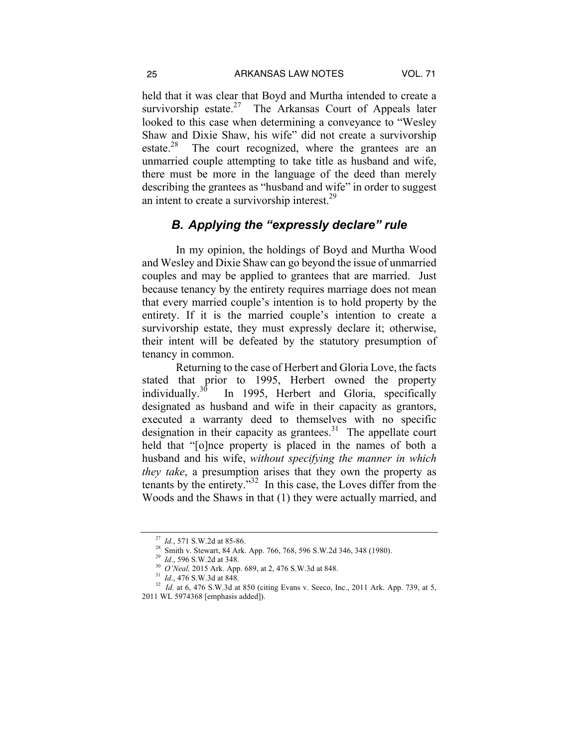held that it was clear that Boyd and Murtha intended to create a survivorship estate.[27] The Arkansas Court of Appeals later looked to this case when determining a conveyance to "Wesley Shaw and Dixie Shaw, his wife" did not create a survivorship estate.[28] The court recognized, where the grantees are an unmarried couple attempting to take title as husband and wife, there must be more in the language of the deed than merely describing the grantees as "husband and wife" in order to suggest an intent to create a survivorship interest.[29]

### *B. Applying the "expressly declare" rule*

In my opinion, the holdings of Boyd and Murtha Wood and Wesley and Dixie Shaw can go beyond the issue of unmarried couples and may be applied to grantees that are married. Just because tenancy by the entirety requires marriage does not mean that every married couple's intention is to hold property by the entirety. If it is the married couple's intention to create a survivorship estate, they must expressly declare it; otherwise, their intent will be defeated by the statutory presumption of tenancy in common.

Returning to the case of Herbert and Gloria Love, the facts stated that prior to 1995, Herbert owned the property individually.[30] In 1995, Herbert and Gloria, specifically designated as husband and wife in their capacity as grantors, executed a warranty deed to themselves with no specific designation in their capacity as grantees.[31] The appellate court held that "[o]nce property is placed in the names of both a husband and his wife, *without specifying the manner in which they take*, a presumption arises that they own the property as tenants by the entirety."[32] In this case, the Loves differ from the Woods and the Shaws in that (1) they were actually married, and

---

[27] *Id.*, 571 S.W.2d at 85-86.

[28] Smith v. Stewart, 84 Ark. App. 766, 768, 596 S.W.2d 346, 348 (1980).

[29] *Id*., 596 S.W.2d at 348.

[30] *O'Neal,* 2015 Ark. App. 689, at 2, 476 S.W.3d at 848.

[31] *Id*., 476 S.W.3d at 848.

[32] *Id.* at 6, 476 S.W.3d at 850 (citing Evans v. Seeco, Inc., 2011 Ark. App. 739, at 5, 2011 WL 5974368 [emphasis added]).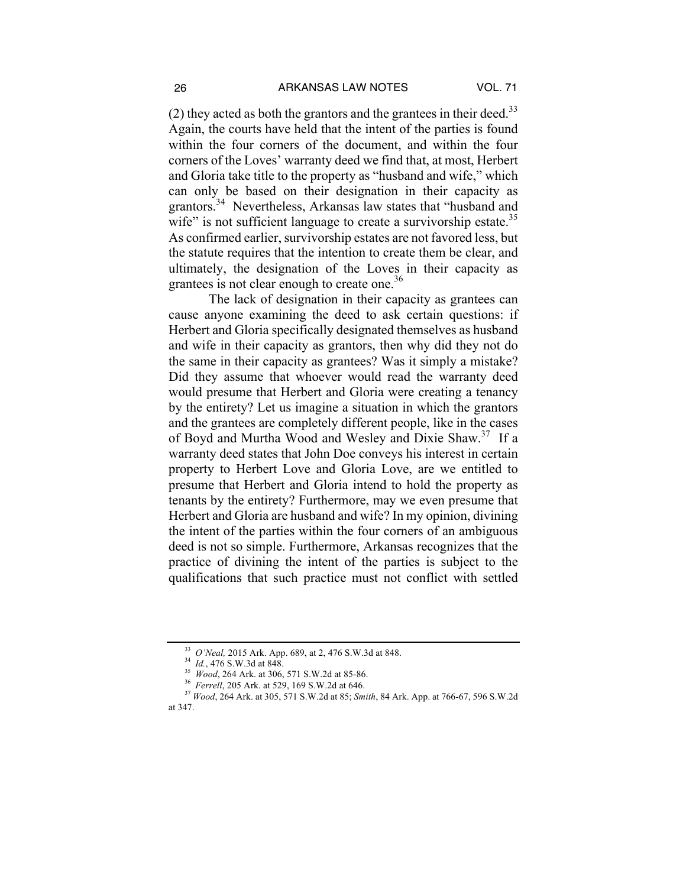(2) they acted as both the grantors and the grantees in their deed.[33] Again, the courts have held that the intent of the parties is found within the four corners of the document, and within the four corners of the Loves' warranty deed we find that, at most, Herbert and Gloria take title to the property as "husband and wife," which can only be based on their designation in their capacity as grantors.[34] Nevertheless, Arkansas law states that "husband and wife" is not sufficient language to create a survivorship estate.[35] As confirmed earlier, survivorship estates are not favored less, but the statute requires that the intention to create them be clear, and ultimately, the designation of the Loves in their capacity as grantees is not clear enough to create one.[36]

The lack of designation in their capacity as grantees can cause anyone examining the deed to ask certain questions: if Herbert and Gloria specifically designated themselves as husband and wife in their capacity as grantors, then why did they not do the same in their capacity as grantees? Was it simply a mistake? Did they assume that whoever would read the warranty deed would presume that Herbert and Gloria were creating a tenancy by the entirety? Let us imagine a situation in which the grantors and the grantees are completely different people, like in the cases of Boyd and Murtha Wood and Wesley and Dixie Shaw.[37] If a warranty deed states that John Doe conveys his interest in certain property to Herbert Love and Gloria Love, are we entitled to presume that Herbert and Gloria intend to hold the property as tenants by the entirety? Furthermore, may we even presume that Herbert and Gloria are husband and wife? In my opinion, divining the intent of the parties within the four corners of an ambiguous deed is not so simple. Furthermore, Arkansas recognizes that the practice of divining the intent of the parties is subject to the qualifications that such practice must not conflict with settled

---

[33] *O'Neal,* 2015 Ark. App. 689, at 2, 476 S.W.3d at 848.

[34] *Id.*, 476 S.W.3d at 848.

[35] *Wood*, 264 Ark. at 306, 571 S.W.2d at 85-86.

[36] *Ferrell*, 205 Ark. at 529, 169 S.W.2d at 646.

[37] *Wood*, 264 Ark. at 305, 571 S.W.2d at 85; *Smith*, 84 Ark. App. at 766-67, 596 S.W.2d at 347.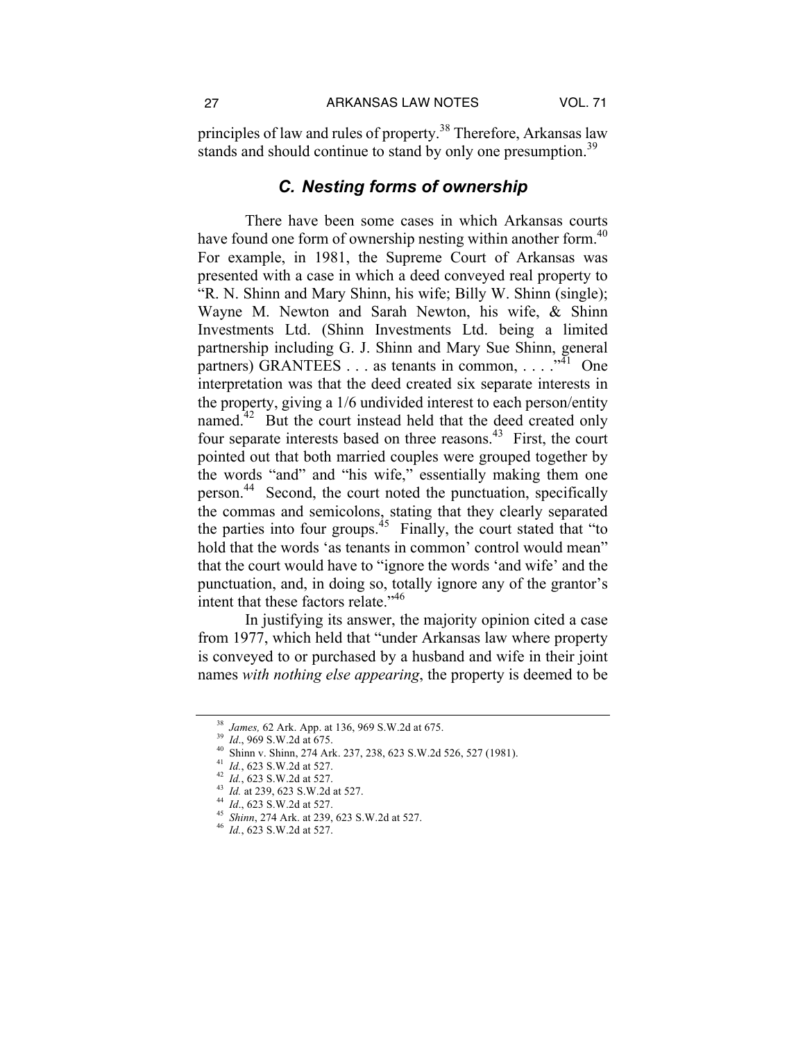principles of law and rules of property.[38] Therefore, Arkansas law stands and should continue to stand by only one presumption.[39]

### *C. Nesting forms of ownership*

There have been some cases in which Arkansas courts have found one form of ownership nesting within another form.[40] For example, in 1981, the Supreme Court of Arkansas was presented with a case in which a deed conveyed real property to "R. N. Shinn and Mary Shinn, his wife; Billy W. Shinn (single); Wayne M. Newton and Sarah Newton, his wife, & Shinn Investments Ltd. (Shinn Investments Ltd. being a limited partnership including G. J. Shinn and Mary Sue Shinn, general partners) GRANTEES . . . as tenants in common, . . . ."[41] One interpretation was that the deed created six separate interests in the property, giving a 1/6 undivided interest to each person/entity named.[42] But the court instead held that the deed created only four separate interests based on three reasons.[43] First, the court pointed out that both married couples were grouped together by the words "and" and "his wife," essentially making them one person.[44] Second, the court noted the punctuation, specifically the commas and semicolons, stating that they clearly separated the parties into four groups.[45] Finally, the court stated that "to hold that the words 'as tenants in common' control would mean" that the court would have to "ignore the words 'and wife' and the punctuation, and, in doing so, totally ignore any of the grantor's intent that these factors relate."[46]

In justifying its answer, the majority opinion cited a case from 1977, which held that "under Arkansas law where property is conveyed to or purchased by a husband and wife in their joint names *with nothing else appearing*, the property is deemed to be

---

[38] *James,* 62 Ark. App. at 136, 969 S.W.2d at 675.
[39] *Id*., 969 S.W.2d at 675.
[40] Shinn v. Shinn, 274 Ark. 237, 238, 623 S.W.2d 526, 527 (1981).
[41] *Id.*, 623 S.W.2d at 527.
[42] *Id.*, 623 S.W.2d at 527.
[43] *Id.* at 239, 623 S.W.2d at 527.
[44] *Id*., 623 S.W.2d at 527.
[45] *Shinn*, 274 Ark. at 239, 623 S.W.2d at 527.
[46] *Id.*, 623 S.W.2d at 527.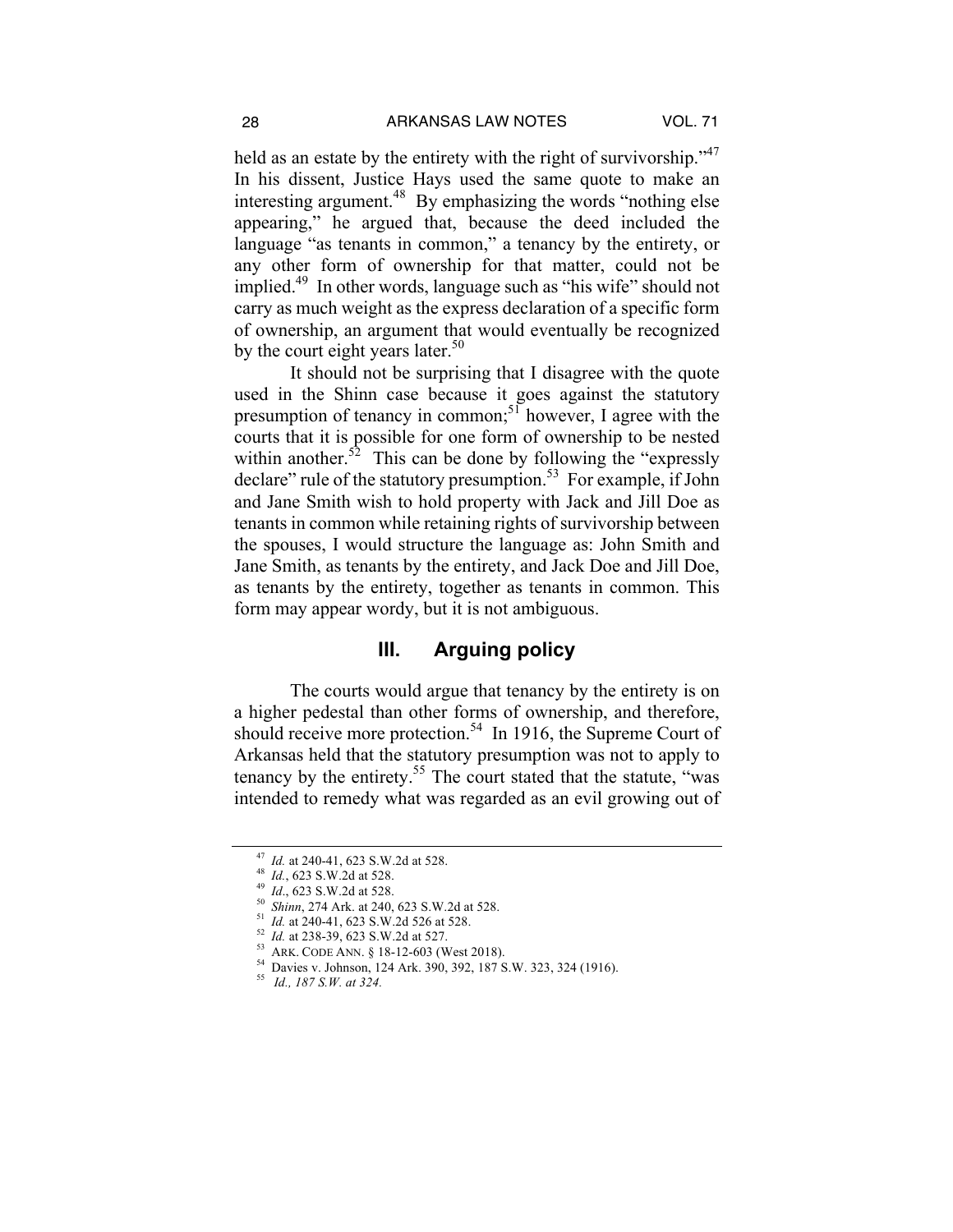held as an estate by the entirety with the right of survivorship."[47] In his dissent, Justice Hays used the same quote to make an interesting argument.[48] By emphasizing the words "nothing else appearing," he argued that, because the deed included the language "as tenants in common," a tenancy by the entirety, or any other form of ownership for that matter, could not be implied.[49] In other words, language such as "his wife" should not carry as much weight as the express declaration of a specific form of ownership, an argument that would eventually be recognized by the court eight years later.[50]

It should not be surprising that I disagree with the quote used in the Shinn case because it goes against the statutory presumption of tenancy in common;[51] however, I agree with the courts that it is possible for one form of ownership to be nested within another.[52] This can be done by following the "expressly declare" rule of the statutory presumption.[53] For example, if John and Jane Smith wish to hold property with Jack and Jill Doe as tenants in common while retaining rights of survivorship between the spouses, I would structure the language as: John Smith and Jane Smith, as tenants by the entirety, and Jack Doe and Jill Doe, as tenants by the entirety, together as tenants in common. This form may appear wordy, but it is not ambiguous.

## III. Arguing policy

The courts would argue that tenancy by the entirety is on a higher pedestal than other forms of ownership, and therefore, should receive more protection.[54] In 1916, the Supreme Court of Arkansas held that the statutory presumption was not to apply to tenancy by the entirety.[55] The court stated that the statute, "was intended to remedy what was regarded as an evil growing out of

---

[47] *Id.* at 240-41, 623 S.W.2d at 528.
[48] *Id.*, 623 S.W.2d at 528.
[49] *Id*., 623 S.W.2d at 528.
[50] *Shinn*, 274 Ark. at 240, 623 S.W.2d at 528.
[51] *Id.* at 240-41, 623 S.W.2d 526 at 528.
[52] *Id.* at 238-39, 623 S.W.2d at 527.
[53] ARK. CODE ANN. § 18-12-603 (West 2018).
[54] Davies v. Johnson, 124 Ark. 390, 392, 187 S.W. 323, 324 (1916).
[55] *Id., 187 S.W. at 324.*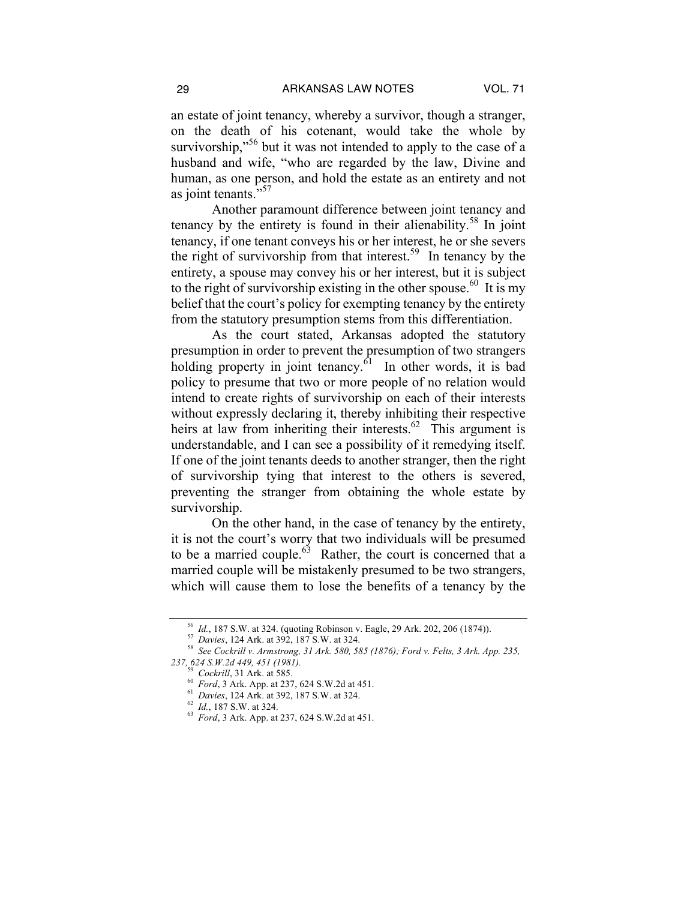an estate of joint tenancy, whereby a survivor, though a stranger, on the death of his cotenant, would take the whole by survivorship,"[56] but it was not intended to apply to the case of a husband and wife, "who are regarded by the law, Divine and human, as one person, and hold the estate as an entirety and not as joint tenants."[57]

Another paramount difference between joint tenancy and tenancy by the entirety is found in their alienability.[58] In joint tenancy, if one tenant conveys his or her interest, he or she severs the right of survivorship from that interest.[59] In tenancy by the entirety, a spouse may convey his or her interest, but it is subject to the right of survivorship existing in the other spouse.[60] It is my belief that the court's policy for exempting tenancy by the entirety from the statutory presumption stems from this differentiation.

As the court stated, Arkansas adopted the statutory presumption in order to prevent the presumption of two strangers holding property in joint tenancy.[61] In other words, it is bad policy to presume that two or more people of no relation would intend to create rights of survivorship on each of their interests without expressly declaring it, thereby inhibiting their respective heirs at law from inheriting their interests.[62] This argument is understandable, and I can see a possibility of it remedying itself. If one of the joint tenants deeds to another stranger, then the right of survivorship tying that interest to the others is severed, preventing the stranger from obtaining the whole estate by survivorship.

On the other hand, in the case of tenancy by the entirety, it is not the court's worry that two individuals will be presumed to be a married couple.[63] Rather, the court is concerned that a married couple will be mistakenly presumed to be two strangers, which will cause them to lose the benefits of a tenancy by the

---

[56] *Id.*, 187 S.W. at 324. (quoting Robinson v. Eagle, 29 Ark. 202, 206 (1874)).

[57] *Davies*, 124 Ark. at 392, 187 S.W. at 324.

[58] *See Cockrill v. Armstrong, 31 Ark. 580, 585 (1876); Ford v. Felts, 3 Ark. App. 235, 237, 624 S.W.2d 449, 451 (1981).*

[59] *Cockrill*, 31 Ark. at 585.

[60] *Ford*, 3 Ark. App. at 237, 624 S.W.2d at 451.

[61] *Davies*, 124 Ark. at 392, 187 S.W. at 324.

[62] *Id.*, 187 S.W. at 324.

[63] *Ford*, 3 Ark. App. at 237, 624 S.W.2d at 451.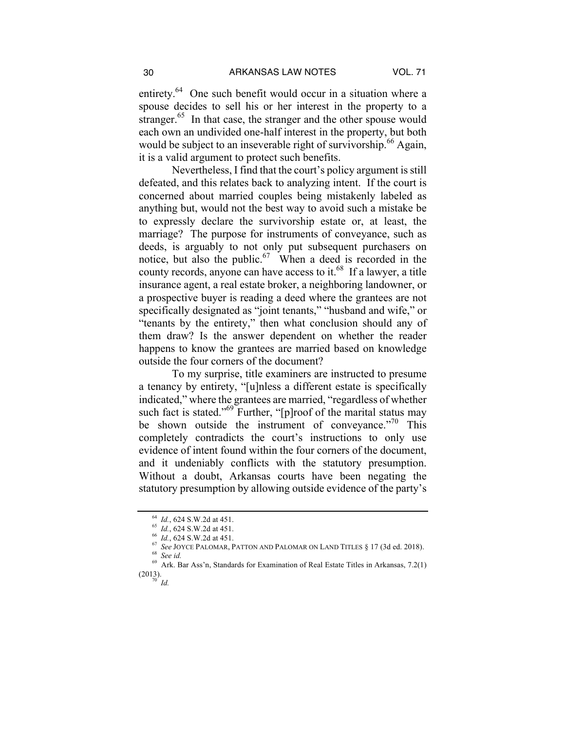entirety.[64] One such benefit would occur in a situation where a spouse decides to sell his or her interest in the property to a stranger.[65] In that case, the stranger and the other spouse would each own an undivided one-half interest in the property, but both would be subject to an inseverable right of survivorship.[66] Again, it is a valid argument to protect such benefits.

Nevertheless, I find that the court's policy argument is still defeated, and this relates back to analyzing intent. If the court is concerned about married couples being mistakenly labeled as anything but, would not the best way to avoid such a mistake be to expressly declare the survivorship estate or, at least, the marriage? The purpose for instruments of conveyance, such as deeds, is arguably to not only put subsequent purchasers on notice, but also the public.[67] When a deed is recorded in the county records, anyone can have access to it.[68] If a lawyer, a title insurance agent, a real estate broker, a neighboring landowner, or a prospective buyer is reading a deed where the grantees are not specifically designated as "joint tenants," "husband and wife," or "tenants by the entirety," then what conclusion should any of them draw? Is the answer dependent on whether the reader happens to know the grantees are married based on knowledge outside the four corners of the document?

To my surprise, title examiners are instructed to presume a tenancy by entirety, "[u]nless a different estate is specifically indicated," where the grantees are married, "regardless of whether such fact is stated."[69] Further, "[p]roof of the marital status may be shown outside the instrument of conveyance."[70] This completely contradicts the court's instructions to only use evidence of intent found within the four corners of the document, and it undeniably conflicts with the statutory presumption. Without a doubt, Arkansas courts have been negating the statutory presumption by allowing outside evidence of the party's

---

64. *Id.*, 624 S.W.2d at 451.
65. *Id.*, 624 S.W.2d at 451.
66. *Id.*, 624 S.W.2d at 451.
67. *See* JOYCE PALOMAR, PATTON AND PALOMAR ON LAND TITLES § 17 (3d ed. 2018).
68. *See id.*
69. Ark. Bar Ass'n, Standards for Examination of Real Estate Titles in Arkansas, 7.2(1) (2013).
70. *Id.*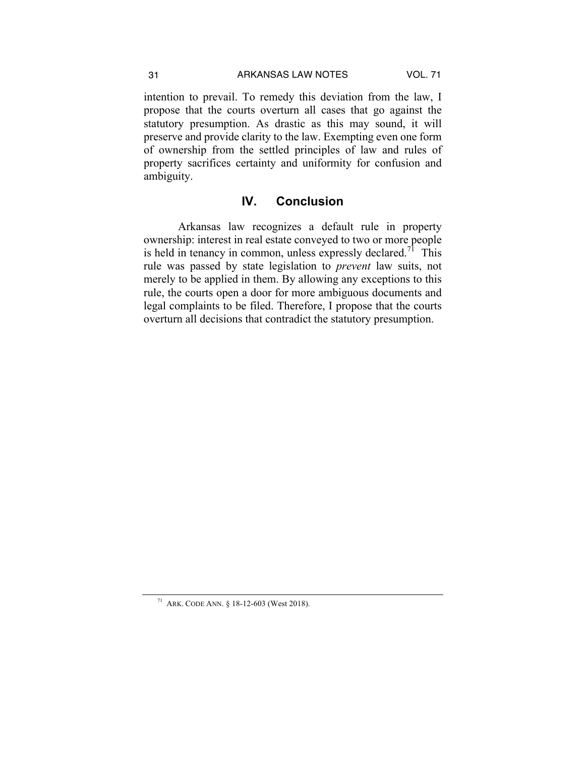intention to prevail. To remedy this deviation from the law, I propose that the courts overturn all cases that go against the statutory presumption. As drastic as this may sound, it will preserve and provide clarity to the law. Exempting even one form of ownership from the settled principles of law and rules of property sacrifices certainty and uniformity for confusion and ambiguity.

## IV. Conclusion

Arkansas law recognizes a default rule in property ownership: interest in real estate conveyed to two or more people is held in tenancy in common, unless expressly declared.[71] This rule was passed by state legislation to *prevent* law suits, not merely to be applied in them. By allowing any exceptions to this rule, the courts open a door for more ambiguous documents and legal complaints to be filed. Therefore, I propose that the courts overturn all decisions that contradict the statutory presumption.

---

[71] ARK. CODE ANN. § 18-12-603 (West 2018).